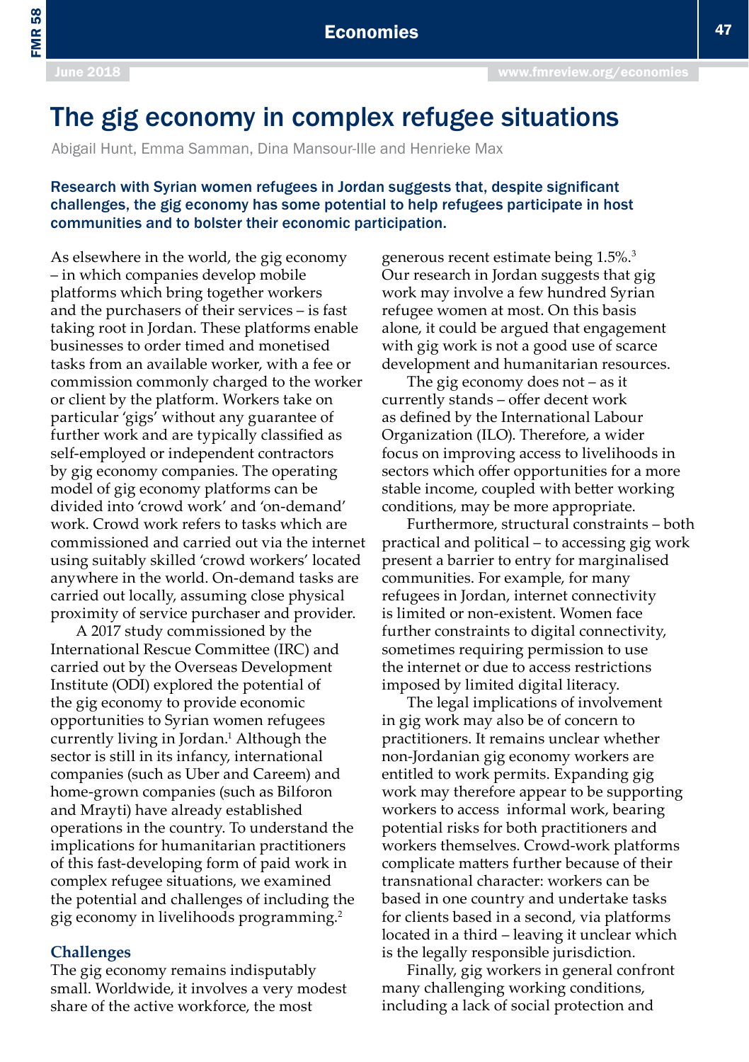# The gig economy in complex refugee situations

Abigail Hunt, Emma Samman, Dina Mansour-Ille and Henrieke Max

**Research with Syrian women refugees in Jordan suggests that, despite significant challenges, the gig economy has some potential to help refugees participate in host communities and to bolster their economic participation.**

As elsewhere in the world, the gig economy – in which companies develop mobile platforms which bring together workers and the purchasers of their services – is fast taking root in Jordan. These platforms enable businesses to order timed and monetised tasks from an available worker, with a fee or commission commonly charged to the worker or client by the platform. Workers take on particular 'gigs' without any guarantee of further work and are typically classified as self-employed or independent contractors by gig economy companies. The operating model of gig economy platforms can be divided into 'crowd work' and 'on-demand' work. Crowd work refers to tasks which are commissioned and carried out via the internet using suitably skilled 'crowd workers' located anywhere in the world. On-demand tasks are carried out locally, assuming close physical proximity of service purchaser and provider.

A 2017 study commissioned by the International Rescue Committee (IRC) and carried out by the Overseas Development Institute (ODI) explored the potential of the gig economy to provide economic opportunities to Syrian women refugees currently living in Jordan.[1] Although the sector is still in its infancy, international companies (such as Uber and Careem) and home-grown companies (such as Bilforon and Mrayti) have already established operations in the country. To understand the implications for humanitarian practitioners of this fast-developing form of paid work in complex refugee situations, we examined the potential and challenges of including the gig economy in livelihoods programming.[2]

## Challenges

The gig economy remains indisputably small. Worldwide, it involves a very modest share of the active workforce, the most generous recent estimate being 1.5%.[3] Our research in Jordan suggests that gig work may involve a few hundred Syrian refugee women at most. On this basis alone, it could be argued that engagement with gig work is not a good use of scarce development and humanitarian resources.

The gig economy does not – as it currently stands – offer decent work as defined by the International Labour Organization (ILO). Therefore, a wider focus on improving access to livelihoods in sectors which offer opportunities for a more stable income, coupled with better working conditions, may be more appropriate.

Furthermore, structural constraints – both practical and political – to accessing gig work present a barrier to entry for marginalised communities. For example, for many refugees in Jordan, internet connectivity is limited or non-existent. Women face further constraints to digital connectivity, sometimes requiring permission to use the internet or due to access restrictions imposed by limited digital literacy.

The legal implications of involvement in gig work may also be of concern to practitioners. It remains unclear whether non-Jordanian gig economy workers are entitled to work permits. Expanding gig work may therefore appear to be supporting workers to access informal work, bearing potential risks for both practitioners and workers themselves. Crowd-work platforms complicate matters further because of their transnational character: workers can be based in one country and undertake tasks for clients based in a second, via platforms located in a third – leaving it unclear which is the legally responsible jurisdiction.

Finally, gig workers in general confront many challenging working conditions, including a lack of social protection and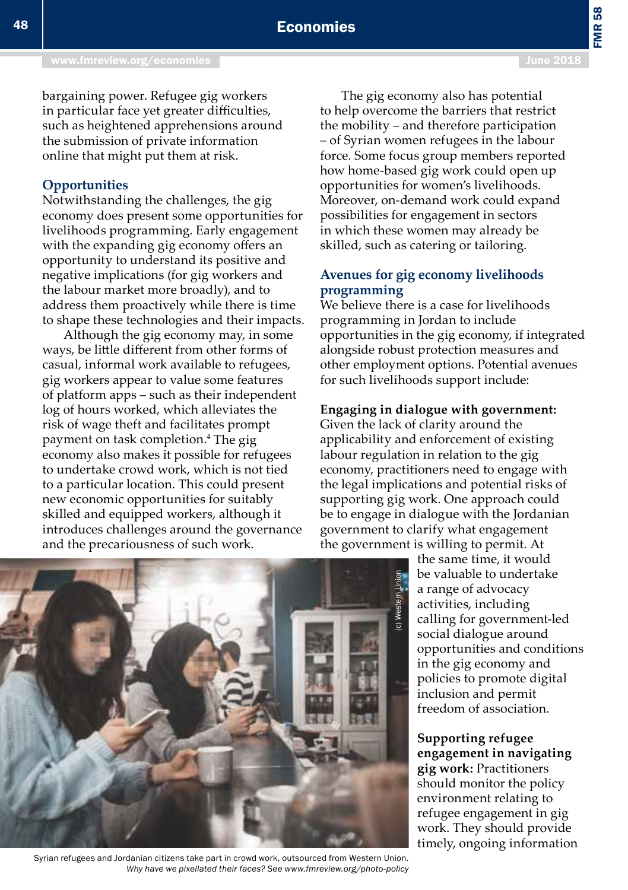bargaining power. Refugee gig workers in particular face yet greater difficulties, such as heightened apprehensions around the submission of private information online that might put them at risk.

## Opportunities

Notwithstanding the challenges, the gig economy does present some opportunities for livelihoods programming. Early engagement with the expanding gig economy offers an opportunity to understand its positive and negative implications (for gig workers and the labour market more broadly), and to address them proactively while there is time to shape these technologies and their impacts.

Although the gig economy may, in some ways, be little different from other forms of casual, informal work available to refugees, gig workers appear to value some features of platform apps – such as their independent log of hours worked, which alleviates the risk of wage theft and facilitates prompt payment on task completion.[4] The gig economy also makes it possible for refugees to undertake crowd work, which is not tied to a particular location. This could present new economic opportunities for suitably skilled and equipped workers, although it introduces challenges around the governance and the precariousness of such work.

The gig economy also has potential to help overcome the barriers that restrict the mobility – and therefore participation – of Syrian women refugees in the labour force. Some focus group members reported how home-based gig work could open up opportunities for women's livelihoods. Moreover, on-demand work could expand possibilities for engagement in sectors in which these women may already be skilled, such as catering or tailoring.

Syrian refugees and Jordanian citizens take part in crowd work, outsourced from Western Union. *Why have we pixellated their faces? See www.fmreview.org/photo-policy*

## Avenues for gig economy livelihoods programming

We believe there is a case for livelihoods programming in Jordan to include opportunities in the gig economy, if integrated alongside robust protection measures and other employment options. Potential avenues for such livelihoods support include:

**Engaging in dialogue with government:** Given the lack of clarity around the applicability and enforcement of existing labour regulation in relation to the gig economy, practitioners need to engage with the legal implications and potential risks of supporting gig work. One approach could be to engage in dialogue with the Jordanian government to clarify what engagement the government is willing to permit. At the same time, it would be valuable to undertake a range of advocacy activities, including calling for government-led social dialogue around opportunities and conditions in the gig economy and policies to promote digital inclusion and permit freedom of association.

**Supporting refugee engagement in navigating gig work:** Practitioners should monitor the policy environment relating to refugee engagement in gig work. They should provide timely, ongoing information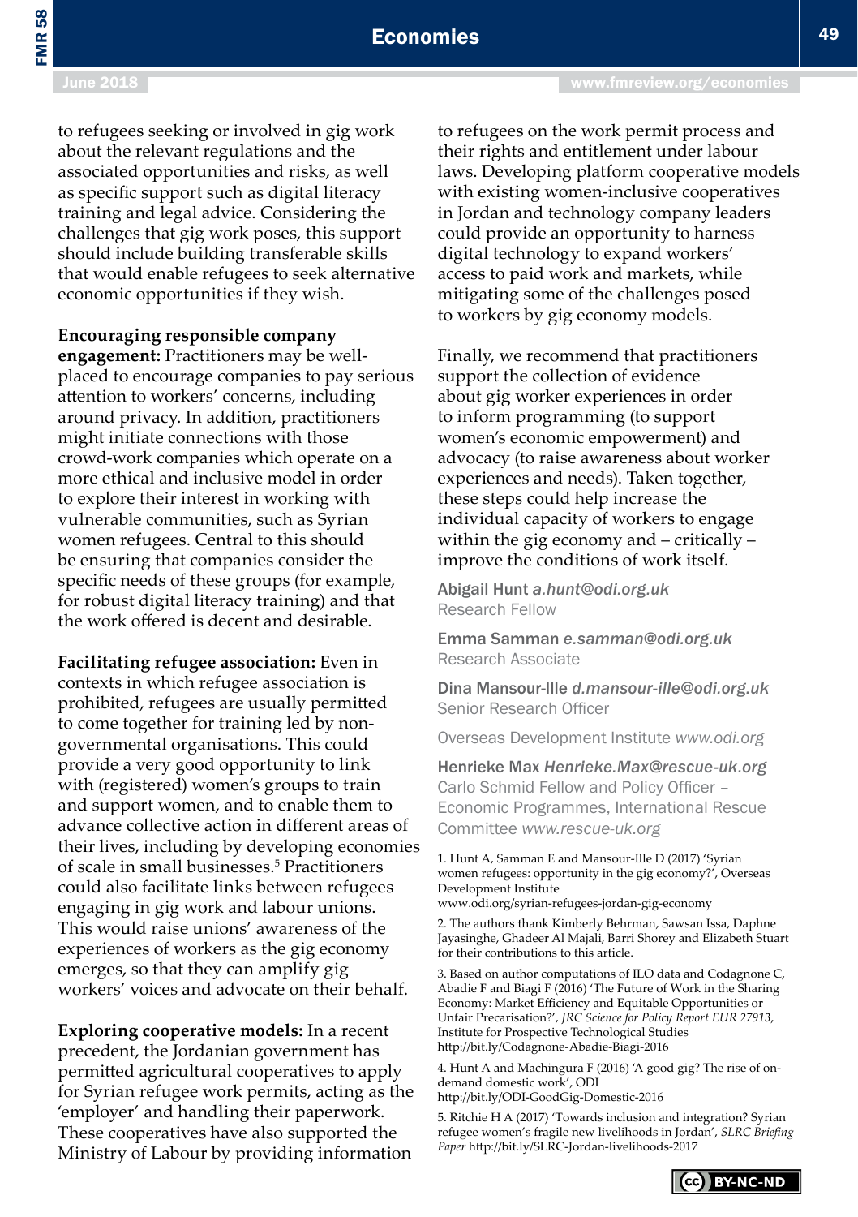to refugees seeking or involved in gig work about the relevant regulations and the associated opportunities and risks, as well as specific support such as digital literacy training and legal advice. Considering the challenges that gig work poses, this support should include building transferable skills that would enable refugees to seek alternative economic opportunities if they wish.

**Encouraging responsible company engagement:** Practitioners may be well-placed to encourage companies to pay serious attention to workers' concerns, including around privacy. In addition, practitioners might initiate connections with those crowd-work companies which operate on a more ethical and inclusive model in order to explore their interest in working with vulnerable communities, such as Syrian women refugees. Central to this should be ensuring that companies consider the specific needs of these groups (for example, for robust digital literacy training) and that the work offered is decent and desirable.

**Facilitating refugee association:** Even in contexts in which refugee association is prohibited, refugees are usually permitted to come together for training led by non-governmental organisations. This could provide a very good opportunity to link with (registered) women's groups to train and support women, and to enable them to advance collective action in different areas of their lives, including by developing economies of scale in small businesses.[5] Practitioners could also facilitate links between refugees engaging in gig work and labour unions. This would raise unions' awareness of the experiences of workers as the gig economy emerges, so that they can amplify gig workers' voices and advocate on their behalf.

**Exploring cooperative models:** In a recent precedent, the Jordanian government has permitted agricultural cooperatives to apply for Syrian refugee work permits, acting as the 'employer' and handling their paperwork. These cooperatives have also supported the Ministry of Labour by providing information to refugees on the work permit process and their rights and entitlement under labour laws. Developing platform cooperative models with existing women-inclusive cooperatives in Jordan and technology company leaders could provide an opportunity to harness digital technology to expand workers' access to paid work and markets, while mitigating some of the challenges posed to workers by gig economy models.

Finally, we recommend that practitioners support the collection of evidence about gig worker experiences in order to inform programming (to support women's economic empowerment) and advocacy (to raise awareness about worker experiences and needs). Taken together, these steps could help increase the individual capacity of workers to engage within the gig economy and – critically – improve the conditions of work itself.

Abigail Hunt *a.hunt@odi.org.uk*
Research Fellow

Emma Samman *e.samman@odi.org.uk*
Research Associate

Dina Mansour-Ille *d.mansour-ille@odi.org.uk*
Senior Research Officer

Overseas Development Institute *www.odi.org*

Henrieke Max *Henrieke.Max@rescue-uk.org*
Carlo Schmid Fellow and Policy Officer – Economic Programmes, International Rescue Committee *www.rescue-uk.org*

1. Hunt A, Samman E and Mansour-Ille D (2017) 'Syrian women refugees: opportunity in the gig economy?', Overseas Development Institute
www.odi.org/syrian-refugees-jordan-gig-economy

2. The authors thank Kimberly Behrman, Sawsan Issa, Daphne Jayasinghe, Ghadeer Al Majali, Barri Shorey and Elizabeth Stuart for their contributions to this article.

3. Based on author computations of ILO data and Codagnone C, Abadie F and Biagi F (2016) 'The Future of Work in the Sharing Economy: Market Efficiency and Equitable Opportunities or Unfair Precarisation?', *JRC Science for Policy Report EUR 27913*, Institute for Prospective Technological Studies
http://bit.ly/Codagnone-Abadie-Biagi-2016

4. Hunt A and Machingura F (2016) 'A good gig? The rise of on-demand domestic work', ODI
http://bit.ly/ODI-GoodGig-Domestic-2016

5. Ritchie H A (2017) 'Towards inclusion and integration? Syrian refugee women's fragile new livelihoods in Jordan', *SLRC Briefing Paper* http://bit.ly/SLRC-Jordan-livelihoods-2017